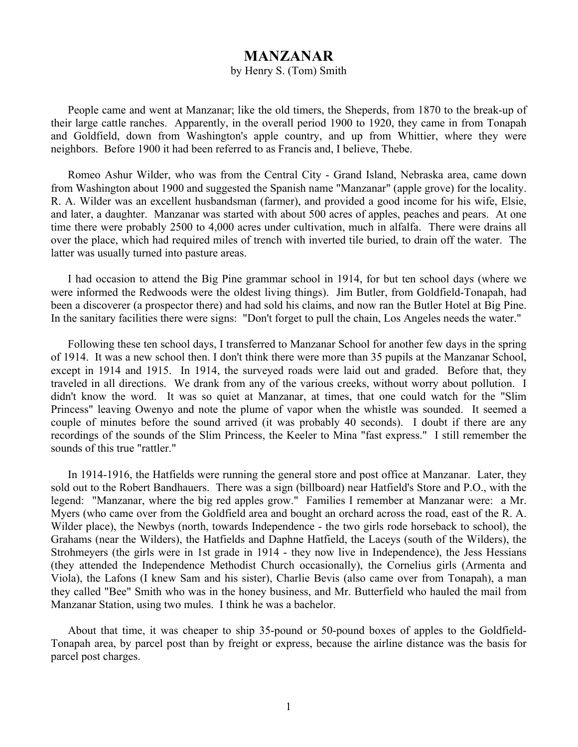# MANZANAR

by Henry S. (Tom) Smith

People came and went at Manzanar; like the old timers, the Sheperds, from 1870 to the break-up of their large cattle ranches. Apparently, in the overall period 1900 to 1920, they came in from Tonapah and Goldfield, down from Washington's apple country, and up from Whittier, where they were neighbors. Before 1900 it had been referred to as Francis and, I believe, Thebe.

Romeo Ashur Wilder, who was from the Central City - Grand Island, Nebraska area, came down from Washington about 1900 and suggested the Spanish name "Manzanar" (apple grove) for the locality. R. A. Wilder was an excellent husbandsman (farmer), and provided a good income for his wife, Elsie, and later, a daughter. Manzanar was started with about 500 acres of apples, peaches and pears. At one time there were probably 2500 to 4,000 acres under cultivation, much in alfalfa. There were drains all over the place, which had required miles of trench with inverted tile buried, to drain off the water. The latter was usually turned into pasture areas.

I had occasion to attend the Big Pine grammar school in 1914, for but ten school days (where we were informed the Redwoods were the oldest living things). Jim Butler, from Goldfield-Tonapah, had been a discoverer (a prospector there) and had sold his claims, and now ran the Butler Hotel at Big Pine. In the sanitary facilities there were signs: "Don't forget to pull the chain, Los Angeles needs the water."

Following these ten school days, I transferred to Manzanar School for another few days in the spring of 1914. It was a new school then. I don't think there were more than 35 pupils at the Manzanar School, except in 1914 and 1915. In 1914, the surveyed roads were laid out and graded. Before that, they traveled in all directions. We drank from any of the various creeks, without worry about pollution. I didn't know the word. It was so quiet at Manzanar, at times, that one could watch for the "Slim Princess" leaving Owenyo and note the plume of vapor when the whistle was sounded. It seemed a couple of minutes before the sound arrived (it was probably 40 seconds). I doubt if there are any recordings of the sounds of the Slim Princess, the Keeler to Mina "fast express." I still remember the sounds of this true "rattler."

In 1914-1916, the Hatfields were running the general store and post office at Manzanar. Later, they sold out to the Robert Bandhauers. There was a sign (billboard) near Hatfield's Store and P.O., with the legend: "Manzanar, where the big red apples grow." Families I remember at Manzanar were: a Mr. Myers (who came over from the Goldfield area and bought an orchard across the road, east of the R. A. Wilder place), the Newbys (north, towards Independence - the two girls rode horseback to school), the Grahams (near the Wilders), the Hatfields and Daphne Hatfield, the Laceys (south of the Wilders), the Strohmeyers (the girls were in 1st grade in 1914 - they now live in Independence), the Jess Hessians (they attended the Independence Methodist Church occasionally), the Cornelius girls (Armenta and Viola), the Lafons (I knew Sam and his sister), Charlie Bevis (also came over from Tonapah), a man they called "Bee" Smith who was in the honey business, and Mr. Butterfield who hauled the mail from Manzanar Station, using two mules. I think he was a bachelor.

About that time, it was cheaper to ship 35-pound or 50-pound boxes of apples to the Goldfield-Tonapah area, by parcel post than by freight or express, because the airline distance was the basis for parcel post charges.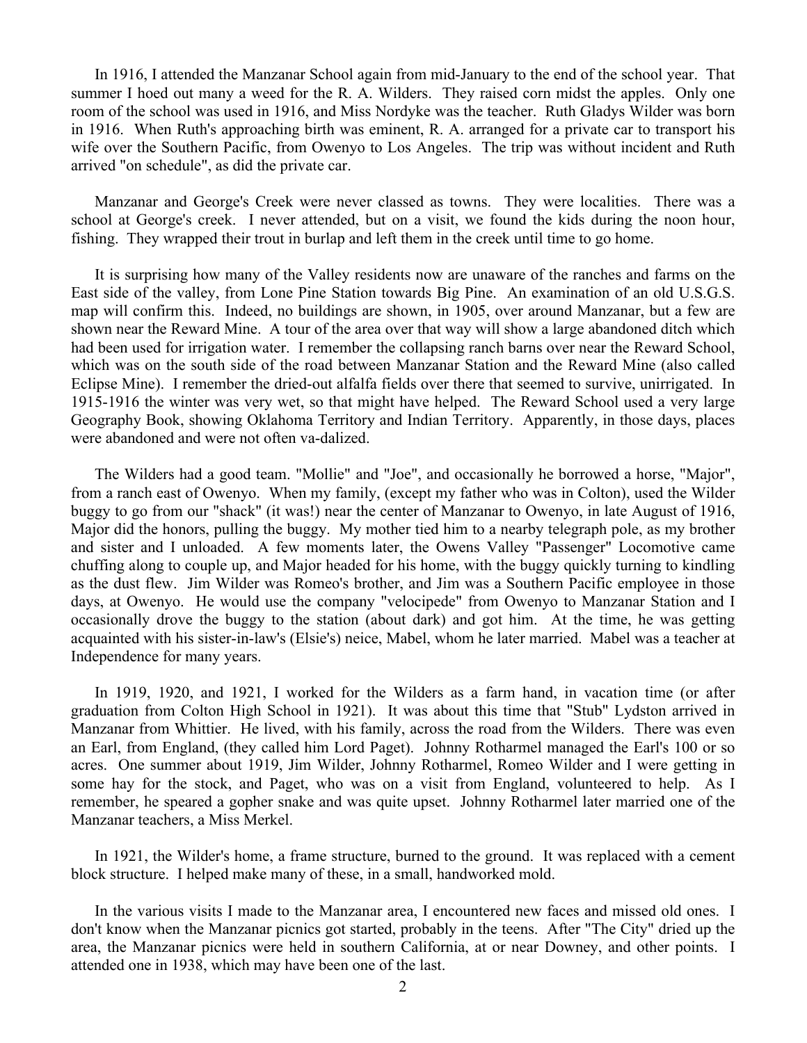In 1916, I attended the Manzanar School again from mid-January to the end of the school year. That summer I hoed out many a weed for the R. A. Wilders. They raised corn midst the apples. Only one room of the school was used in 1916, and Miss Nordyke was the teacher. Ruth Gladys Wilder was born in 1916. When Ruth's approaching birth was eminent, R. A. arranged for a private car to transport his wife over the Southern Pacific, from Owenyo to Los Angeles. The trip was without incident and Ruth arrived "on schedule", as did the private car.

Manzanar and George's Creek were never classed as towns. They were localities. There was a school at George's creek. I never attended, but on a visit, we found the kids during the noon hour, fishing. They wrapped their trout in burlap and left them in the creek until time to go home.

It is surprising how many of the Valley residents now are unaware of the ranches and farms on the East side of the valley, from Lone Pine Station towards Big Pine. An examination of an old U.S.G.S. map will confirm this. Indeed, no buildings are shown, in 1905, over around Manzanar, but a few are shown near the Reward Mine. A tour of the area over that way will show a large abandoned ditch which had been used for irrigation water. I remember the collapsing ranch barns over near the Reward School, which was on the south side of the road between Manzanar Station and the Reward Mine (also called Eclipse Mine). I remember the dried-out alfalfa fields over there that seemed to survive, unirrigated. In 1915-1916 the winter was very wet, so that might have helped. The Reward School used a very large Geography Book, showing Oklahoma Territory and Indian Territory. Apparently, in those days, places were abandoned and were not often va-dalized.

The Wilders had a good team. "Mollie" and "Joe", and occasionally he borrowed a horse, "Major", from a ranch east of Owenyo. When my family, (except my father who was in Colton), used the Wilder buggy to go from our "shack" (it was!) near the center of Manzanar to Owenyo, in late August of 1916, Major did the honors, pulling the buggy. My mother tied him to a nearby telegraph pole, as my brother and sister and I unloaded. A few moments later, the Owens Valley "Passenger" Locomotive came chuffing along to couple up, and Major headed for his home, with the buggy quickly turning to kindling as the dust flew. Jim Wilder was Romeo's brother, and Jim was a Southern Pacific employee in those days, at Owenyo. He would use the company "velocipede" from Owenyo to Manzanar Station and I occasionally drove the buggy to the station (about dark) and got him. At the time, he was getting acquainted with his sister-in-law's (Elsie's) neice, Mabel, whom he later married. Mabel was a teacher at Independence for many years.

In 1919, 1920, and 1921, I worked for the Wilders as a farm hand, in vacation time (or after graduation from Colton High School in 1921). It was about this time that "Stub" Lydston arrived in Manzanar from Whittier. He lived, with his family, across the road from the Wilders. There was even an Earl, from England, (they called him Lord Paget). Johnny Rotharmel managed the Earl's 100 or so acres. One summer about 1919, Jim Wilder, Johnny Rotharmel, Romeo Wilder and I were getting in some hay for the stock, and Paget, who was on a visit from England, volunteered to help. As I remember, he speared a gopher snake and was quite upset. Johnny Rotharmel later married one of the Manzanar teachers, a Miss Merkel.

In 1921, the Wilder's home, a frame structure, burned to the ground. It was replaced with a cement block structure. I helped make many of these, in a small, handworked mold.

In the various visits I made to the Manzanar area, I encountered new faces and missed old ones. I don't know when the Manzanar picnics got started, probably in the teens. After "The City" dried up the area, the Manzanar picnics were held in southern California, at or near Downey, and other points. I attended one in 1938, which may have been one of the last.